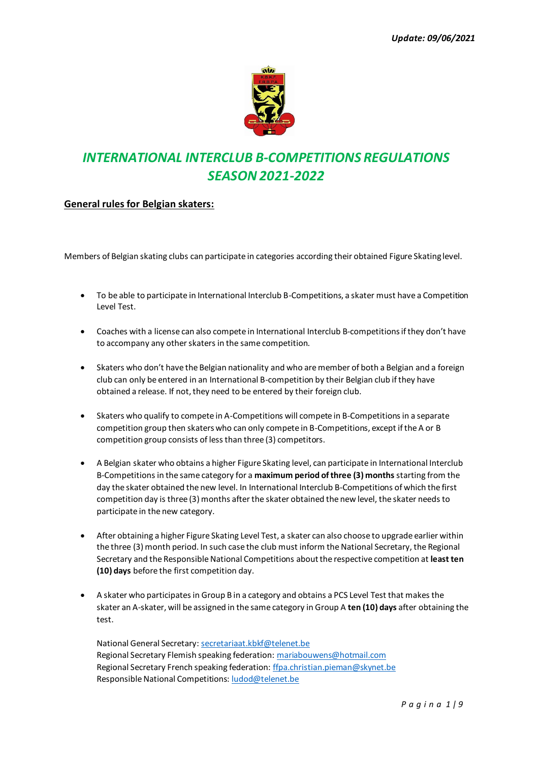*Update: 09/06/2021*

# *INTERNATIONAL INTERCLUB B-COMPETITIONS REGULATIONS SEASON 2021-2022*

## General rules for Belgian skaters:

Members of Belgian skating clubs can participate in categories according their obtained Figure Skating level.

- To be able to participate in International Interclub B-Competitions, a skater must have a Competition Level Test.
- Coaches with a license can also compete in International Interclub B-competitions if they don't have to accompany any other skaters in the same competition.
- Skaters who don't have the Belgian nationality and who are member of both a Belgian and a foreign club can only be entered in an International B-competition by their Belgian club if they have obtained a release. If not, they need to be entered by their foreign club.
- Skaters who qualify to compete in A-Competitions will compete in B-Competitions in a separate competition group then skaters who can only compete in B-Competitions, except if the A or B competition group consists of less than three (3) competitors.
- A Belgian skater who obtains a higher Figure Skating level, can participate in International Interclub B-Competitions in the same category for a **maximum period of three (3) months** starting from the day the skater obtained the new level. In International Interclub B-Competitions of which the first competition day is three (3) months after the skater obtained the new level, the skater needs to participate in the new category.
- After obtaining a higher Figure Skating Level Test, a skater can also choose to upgrade earlier within the three (3) month period. In such case the club must inform the National Secretary, the Regional Secretary and the Responsible National Competitions about the respective competition at **least ten (10) days** before the first competition day.
- A skater who participates in Group B in a category and obtains a PCS Level Test that makes the skater an A-skater, will be assigned in the same category in Group A **ten (10) days** after obtaining the test.

  National General Secretary: secretariaat.kbkf@telenet.be
  Regional Secretary Flemish speaking federation: mariabouwens@hotmail.com
  Regional Secretary French speaking federation: ffpa.christian.pieman@skynet.be
  Responsible National Competitions: ludod@telenet.be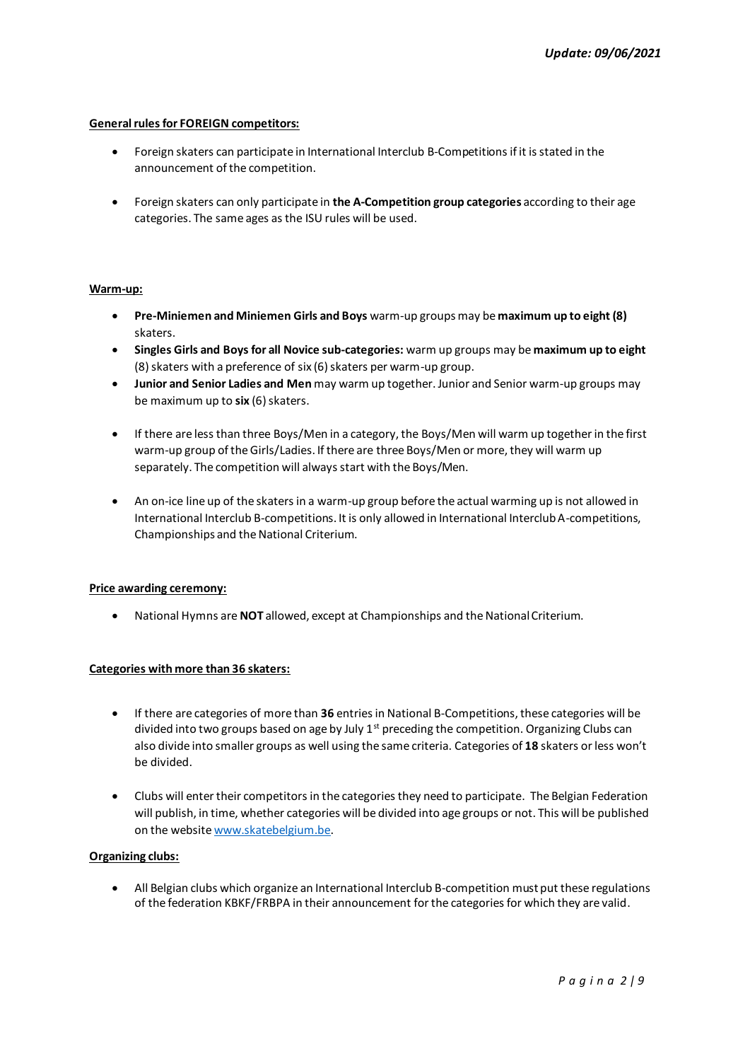*Update: 09/06/2021*

**General rules for FOREIGN competitors:**

- Foreign skaters can participate in International Interclub B-Competitions if it is stated in the announcement of the competition.
- Foreign skaters can only participate in **the A-Competition group categories** according to their age categories. The same ages as the ISU rules will be used.

**Warm-up:**

- **Pre-Miniemen and Miniemen Girls and Boys** warm-up groups may be **maximum up to eight (8)** skaters.
- **Singles Girls and Boys for all Novice sub-categories:** warm up groups may be **maximum up to eight** (8) skaters with a preference of six (6) skaters per warm-up group.
- **Junior and Senior Ladies and Men** may warm up together. Junior and Senior warm-up groups may be maximum up to **six** (6) skaters.
- If there are less than three Boys/Men in a category, the Boys/Men will warm up together in the first warm-up group of the Girls/Ladies. If there are three Boys/Men or more, they will warm up separately. The competition will always start with the Boys/Men.
- An on-ice line up of the skaters in a warm-up group before the actual warming up is not allowed in International Interclub B-competitions. It is only allowed in International Interclub A-competitions, Championships and the National Criterium.

**Price awarding ceremony:**

- National Hymns are **NOT** allowed, except at Championships and the National Criterium.

**Categories with more than 36 skaters:**

- If there are categories of more than **36** entries in National B-Competitions, these categories will be divided into two groups based on age by July 1st preceding the competition. Organizing Clubs can also divide into smaller groups as well using the same criteria. Categories of **18** skaters or less won't be divided.
- Clubs will enter their competitors in the categories they need to participate. The Belgian Federation will publish, in time, whether categories will be divided into age groups or not. This will be published on the website [www.skatebelgium.be](http://www.skatebelgium.be).

**Organizing clubs:**

- All Belgian clubs which organize an International Interclub B-competition must put these regulations of the federation KBKF/FRBPA in their announcement for the categories for which they are valid.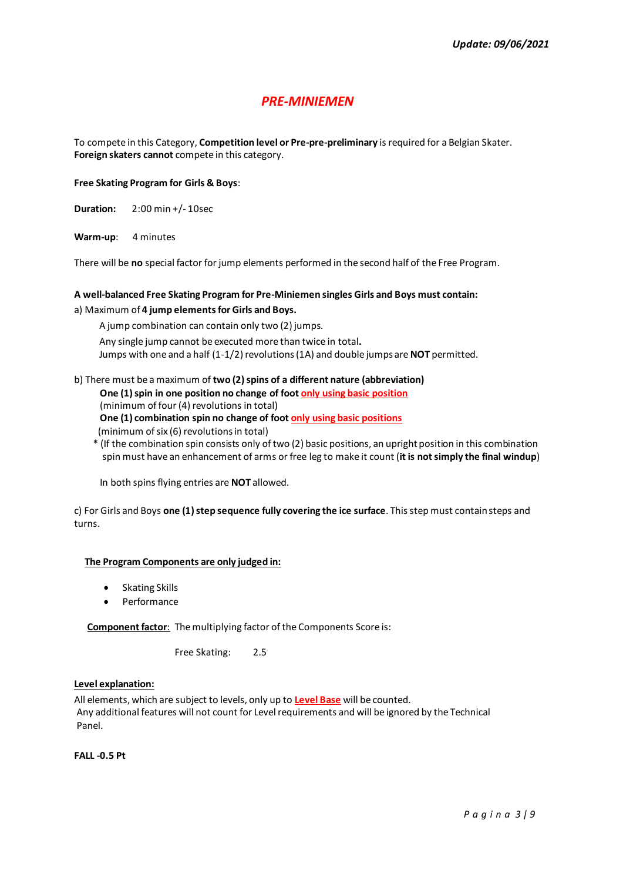*Update: 09/06/2021*

## *PRE-MINIEMEN*

To compete in this Category, **Competition level or Pre-pre-preliminary** is required for a Belgian Skater. **Foreign skaters cannot** compete in this category.

**Free Skating Program for Girls & Boys**:

**Duration:** 2:00 min +/- 10sec

**Warm-up**: 4 minutes

There will be **no** special factor for jump elements performed in the second half of the Free Program.

**A well-balanced Free Skating Program for Pre-Miniemen singles Girls and Boys must contain:**

a) Maximum of **4 jump elements for Girls and Boys.**

A jump combination can contain only two (2) jumps.
Any single jump cannot be executed more than twice in total**.**
Jumps with one and a half (1-1/2) revolutions (1A) and double jumps are **NOT** permitted.

b) There must be a maximum of **two (2) spins of a different nature (abbreviation)**

**One (1) spin in one position no change of foot** <u>**only using basic position**</u>
(minimum of four (4) revolutions in total)
**One (1) combination spin no change of foot** <u>**only using basic positions**</u>
(minimum of six (6) revolutions in total)
* (If the combination spin consists only of two (2) basic positions, an upright position in this combination spin must have an enhancement of arms or free leg to make it count (**it is not simply the final windup**)

In both spins flying entries are **NOT** allowed.

c) For Girls and Boys **one (1) step sequence fully covering the ice surface**. This step must contain steps and turns.

<u>**The Program Components are only judged in:**</u>

- Skating Skills
- Performance

<u>**Component factor**</u>: The multiplying factor of the Components Score is:

Free Skating: 2.5

<u>**Level explanation:**</u>

All elements, which are subject to levels, only up to <u>**Level Base**</u> will be counted.
Any additional features will not count for Level requirements and will be ignored by the Technical Panel.

**FALL -0.5 Pt**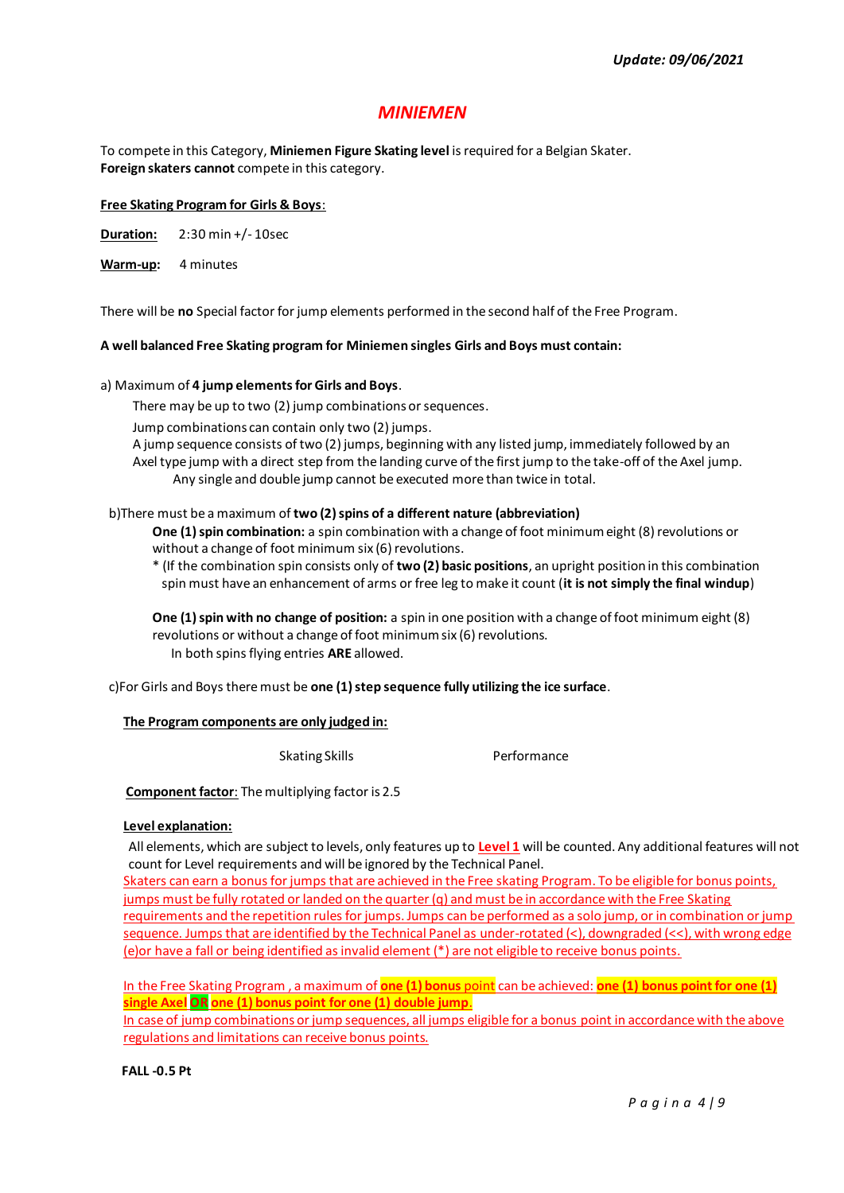*Update: 09/06/2021*

# *MINIEMEN*

To compete in this Category, **Miniemen Figure Skating level** is required for a Belgian Skater.
**Foreign skaters cannot** compete in this category.

**Free Skating Program for Girls & Boys**:

**Duration:** 2:30 min +/- 10sec

**Warm-up:** 4 minutes

There will be **no** Special factor for jump elements performed in the second half of the Free Program.

**A well balanced Free Skating program for Miniemen singles Girls and Boys must contain:**

a) Maximum of **4 jump elements for Girls and Boys**.

There may be up to two (2) jump combinations or sequences.

Jump combinations can contain only two (2) jumps.

A jump sequence consists of two (2) jumps, beginning with any listed jump, immediately followed by an Axel type jump with a direct step from the landing curve of the first jump to the take-off of the Axel jump.

Any single and double jump cannot be executed more than twice in total.

b)There must be a maximum of **two (2) spins of a different nature (abbreviation)**

**One (1) spin combination:** a spin combination with a change of foot minimum eight (8) revolutions or without a change of foot minimum six (6) revolutions.

* (If the combination spin consists only of **two (2) basic positions**, an upright position in this combination spin must have an enhancement of arms or free leg to make it count (**it is not simply the final windup**)

**One (1) spin with no change of position:** a spin in one position with a change of foot minimum eight (8) revolutions or without a change of foot minimum six (6) revolutions.

In both spins flying entries **ARE** allowed.

c)For Girls and Boys there must be **one (1) step sequence fully utilizing the ice surface**.

**The Program components are only judged in:**

Skating Skills Performance

**Component factor**: The multiplying factor is 2.5

**Level explanation:**

All elements, which are subject to levels, only features up to **Level 1** will be counted. Any additional features will not count for Level requirements and will be ignored by the Technical Panel.

Skaters can earn a bonus for jumps that are achieved in the Free skating Program. To be eligible for bonus points, jumps must be fully rotated or landed on the quarter (q) and must be in accordance with the Free Skating requirements and the repetition rules for jumps. Jumps can be performed as a solo jump, or in combination or jump sequence. Jumps that are identified by the Technical Panel as under-rotated (<), downgraded (<<), with wrong edge (e)or have a fall or being identified as invalid element (*) are not eligible to receive bonus points.

In the Free Skating Program , a maximum of **one (1) bonus** point can be achieved: **one (1) bonus point for one (1) single Axel** **OR** **one (1) bonus point for one (1) double jump**.

In case of jump combinations or jump sequences, all jumps eligible for a bonus point in accordance with the above regulations and limitations can receive bonus points.

**FALL -0.5 Pt**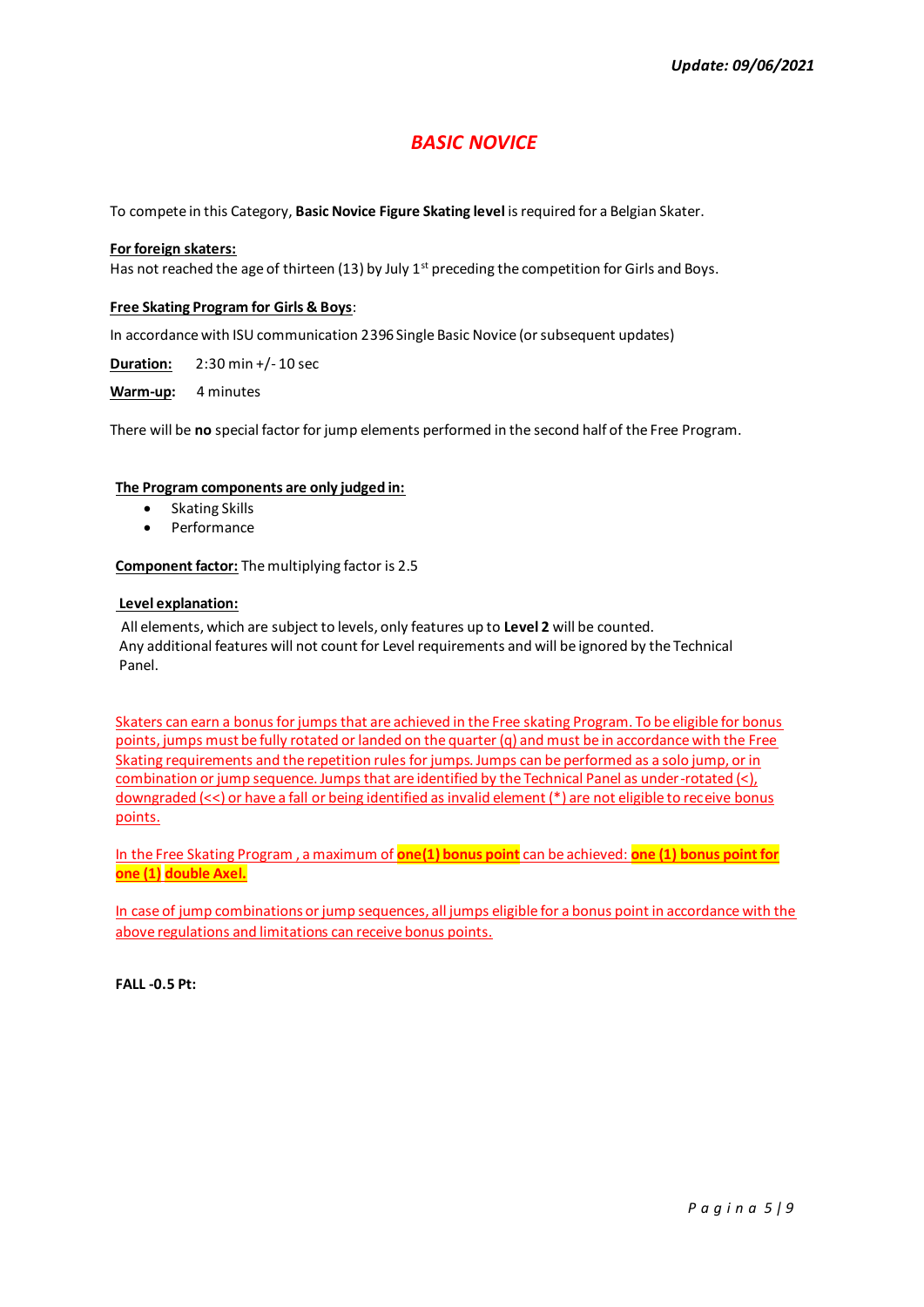*Update: 09/06/2021*

# *BASIC NOVICE*

To compete in this Category, **Basic Novice Figure Skating level** is required for a Belgian Skater.

**For foreign skaters:**
Has not reached the age of thirteen (13) by July 1st preceding the competition for Girls and Boys.

**Free Skating Program for Girls & Boys**:

In accordance with ISU communication 2396 Single Basic Novice (or subsequent updates)

**Duration:** 2:30 min +/- 10 sec

**Warm-up:** 4 minutes

There will be **no** special factor for jump elements performed in the second half of the Free Program.

**The Program components are only judged in:**

- Skating Skills
- Performance

**Component factor:** The multiplying factor is 2.5

**Level explanation:**
All elements, which are subject to levels, only features up to **Level 2** will be counted.
Any additional features will not count for Level requirements and will be ignored by the Technical Panel.

Skaters can earn a bonus for jumps that are achieved in the Free skating Program. To be eligible for bonus points, jumps must be fully rotated or landed on the quarter (q) and must be in accordance with the Free Skating requirements and the repetition rules for jumps. Jumps can be performed as a solo jump, or in combination or jump sequence. Jumps that are identified by the Technical Panel as under-rotated (<), downgraded (<<) or have a fall or being identified as invalid element (*) are not eligible to receive bonus points.

In the Free Skating Program , a maximum of **one(1) bonus point** can be achieved: **one (1) bonus point for one (1) double Axel.**

In case of jump combinations or jump sequences, all jumps eligible for a bonus point in accordance with the above regulations and limitations can receive bonus points.

**FALL -0.5 Pt:**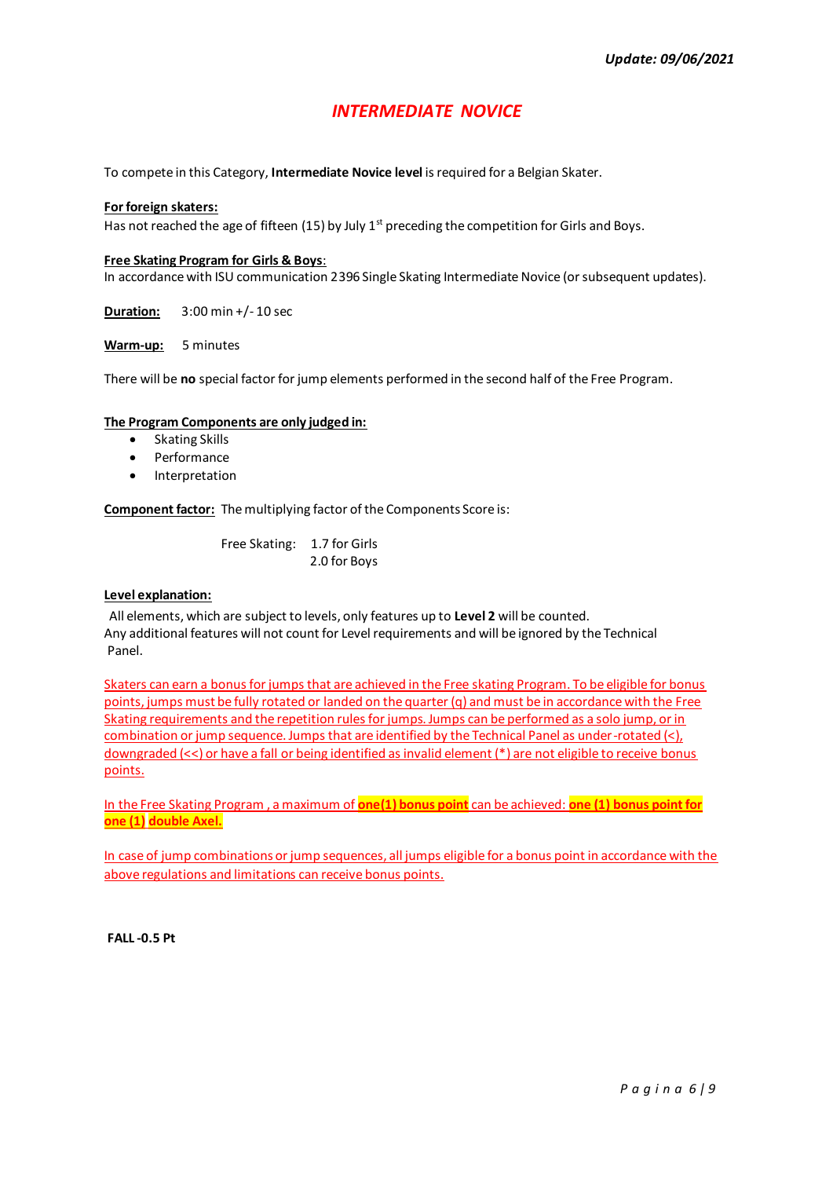*Update: 09/06/2021*

# *INTERMEDIATE NOVICE*

To compete in this Category, **Intermediate Novice level** is required for a Belgian Skater.

**For foreign skaters:**
Has not reached the age of fifteen (15) by July 1st preceding the competition for Girls and Boys.

**Free Skating Program for Girls & Boys**:
In accordance with ISU communication 2396 Single Skating Intermediate Novice (or subsequent updates).

**Duration:** 3:00 min +/- 10 sec

**Warm-up:** 5 minutes

There will be **no** special factor for jump elements performed in the second half of the Free Program.

**The Program Components are only judged in:**

- Skating Skills
- Performance
- Interpretation

**Component factor:** The multiplying factor of the Components Score is:

Free Skating: 1.7 for Girls
2.0 for Boys

**Level explanation:**
All elements, which are subject to levels, only features up to **Level 2** will be counted.
Any additional features will not count for Level requirements and will be ignored by the Technical Panel.

Skaters can earn a bonus for jumps that are achieved in the Free skating Program. To be eligible for bonus points, jumps must be fully rotated or landed on the quarter (q) and must be in accordance with the Free Skating requirements and the repetition rules for jumps. Jumps can be performed as a solo jump, or in combination or jump sequence. Jumps that are identified by the Technical Panel as under-rotated (<), downgraded (<<) or have a fall or being identified as invalid element (*) are not eligible to receive bonus points.

In the Free Skating Program , a maximum of **one(1) bonus point** can be achieved: **one (1) bonus point for one (1) double Axel.**

In case of jump combinations or jump sequences, all jumps eligible for a bonus point in accordance with the above regulations and limitations can receive bonus points.

**FALL -0.5 Pt**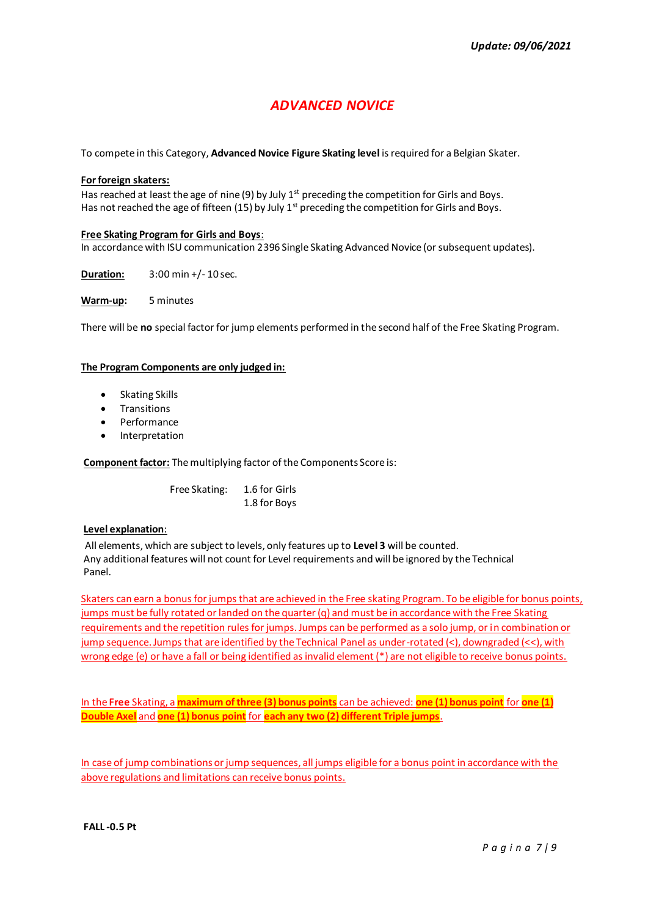*Update: 09/06/2021*

# *ADVANCED NOVICE*

To compete in this Category, **Advanced Novice Figure Skating level** is required for a Belgian Skater.

**For foreign skaters:**
Has reached at least the age of nine (9) by July 1st preceding the competition for Girls and Boys.
Has not reached the age of fifteen (15) by July 1st preceding the competition for Girls and Boys.

**Free Skating Program for Girls and Boys:**
In accordance with ISU communication 2396 Single Skating Advanced Novice (or subsequent updates).

**Duration:** 3:00 min +/- 10 sec.

**Warm-up:** 5 minutes

There will be **no** special factor for jump elements performed in the second half of the Free Skating Program.

**The Program Components are only judged in:**

- Skating Skills
- Transitions
- Performance
- Interpretation

**Component factor:** The multiplying factor of the Components Score is:

Free Skating: 1.6 for Girls
1.8 for Boys

**Level explanation:**
All elements, which are subject to levels, only features up to **Level 3** will be counted.
Any additional features will not count for Level requirements and will be ignored by the Technical Panel.

Skaters can earn a bonus for jumps that are achieved in the Free skating Program. To be eligible for bonus points, jumps must be fully rotated or landed on the quarter (q) and must be in accordance with the Free Skating requirements and the repetition rules for jumps. Jumps can be performed as a solo jump, or in combination or jump sequence. Jumps that are identified by the Technical Panel as under-rotated (<), downgraded (<<), with wrong edge (e) or have a fall or being identified as invalid element (*) are not eligible to receive bonus points.

In the **Free** Skating, a **maximum of three (3) bonus points** can be achieved: **one (1) bonus point** for **one (1) Double Axel** and **one (1) bonus point** for **each any two (2) different Triple jumps**.

In case of jump combinations or jump sequences, all jumps eligible for a bonus point in accordance with the above regulations and limitations can receive bonus points.

**FALL -0.5 Pt**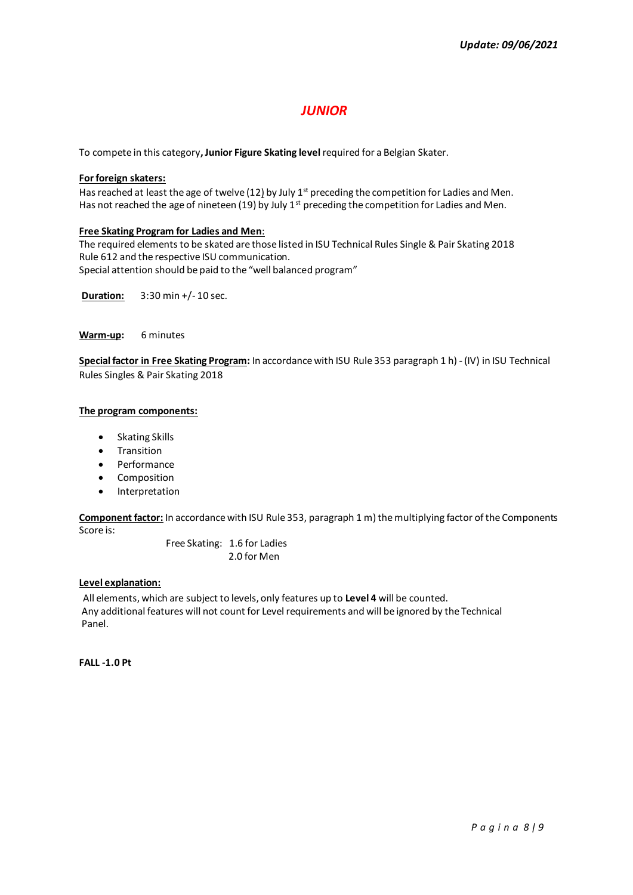*Update: 09/06/2021*

# *JUNIOR*

To compete in this category**, Junior Figure Skating level** required for a Belgian Skater.

**For foreign skaters:**
Has reached at least the age of twelve (12) by July 1st preceding the competition for Ladies and Men.
Has not reached the age of nineteen (19) by July 1st preceding the competition for Ladies and Men.

**Free Skating Program for Ladies and Men**:
The required elements to be skated are those listed in ISU Technical Rules Single & Pair Skating 2018 Rule 612 and the respective ISU communication.
Special attention should be paid to the "well balanced program"

**Duration:** 3:30 min +/- 10 sec.

**Warm-up:** 6 minutes

**Special factor in Free Skating Program:** In accordance with ISU Rule 353 paragraph 1 h) - (IV) in ISU Technical Rules Singles & Pair Skating 2018

**The program components:**

- Skating Skills
- Transition
- Performance
- Composition
- Interpretation

**Component factor:** In accordance with ISU Rule 353, paragraph 1 m) the multiplying factor of the Components Score is:

Free Skating: 1.6 for Ladies
2.0 for Men

**Level explanation:**
All elements, which are subject to levels, only features up to **Level 4** will be counted.
Any additional features will not count for Level requirements and will be ignored by the Technical Panel.

**FALL -1.0 Pt**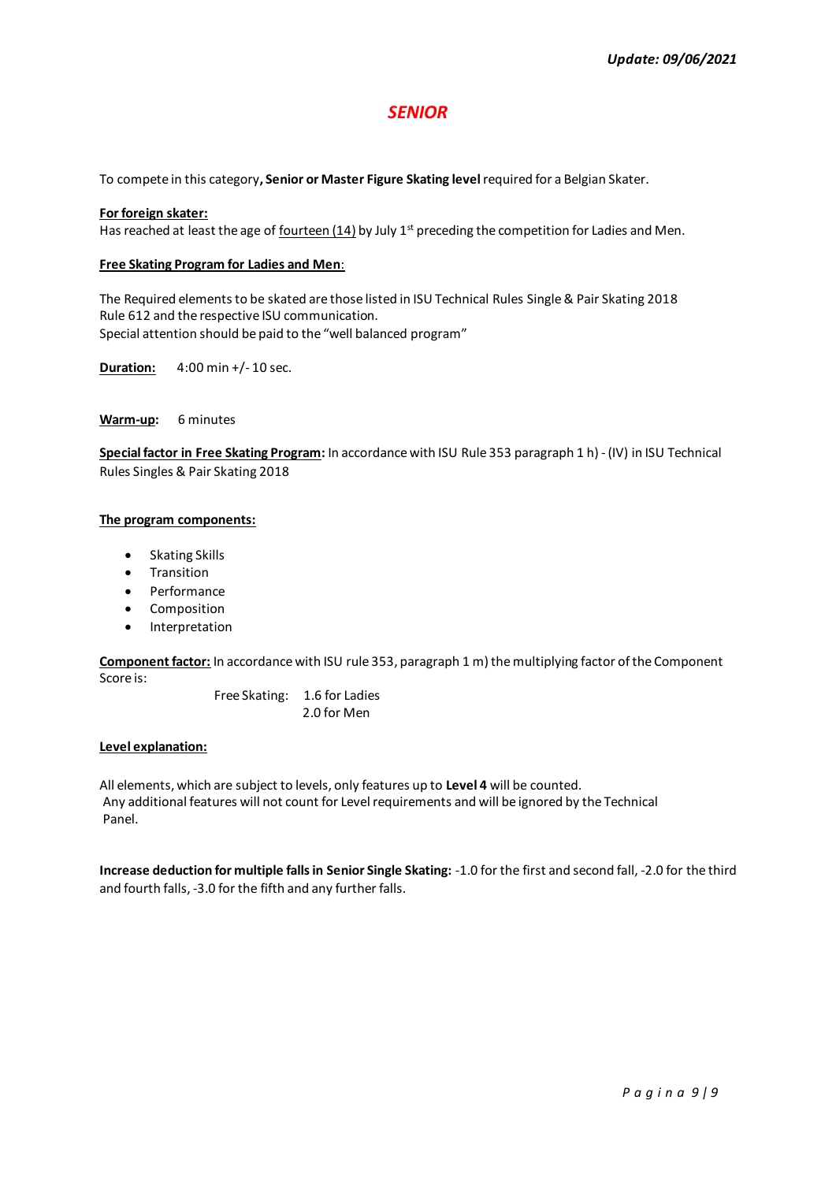*Update: 09/06/2021*

# *SENIOR*

To compete in this category**, Senior or Master Figure Skating level** required for a Belgian Skater.

**For foreign skater:**
Has reached at least the age of fourteen (14) by July 1st preceding the competition for Ladies and Men.

**Free Skating Program for Ladies and Men**:

The Required elements to be skated are those listed in ISU Technical Rules Single & Pair Skating 2018 Rule 612 and the respective ISU communication.
Special attention should be paid to the "well balanced program"

**Duration:** 4:00 min +/- 10 sec.

**Warm-up:** 6 minutes

**Special factor in Free Skating Program:** In accordance with ISU Rule 353 paragraph 1 h) - (IV) in ISU Technical Rules Singles & Pair Skating 2018

**The program components:**

- Skating Skills
- Transition
- Performance
- Composition
- Interpretation

**Component factor:** In accordance with ISU rule 353, paragraph 1 m) the multiplying factor of the Component Score is:

Free Skating: 1.6 for Ladies
2.0 for Men

**Level explanation:**

All elements, which are subject to levels, only features up to **Level 4** will be counted.
Any additional features will not count for Level requirements and will be ignored by the Technical Panel.

**Increase deduction for multiple falls in Senior Single Skating:** -1.0 for the first and second fall, -2.0 for the third and fourth falls, -3.0 for the fifth and any further falls.